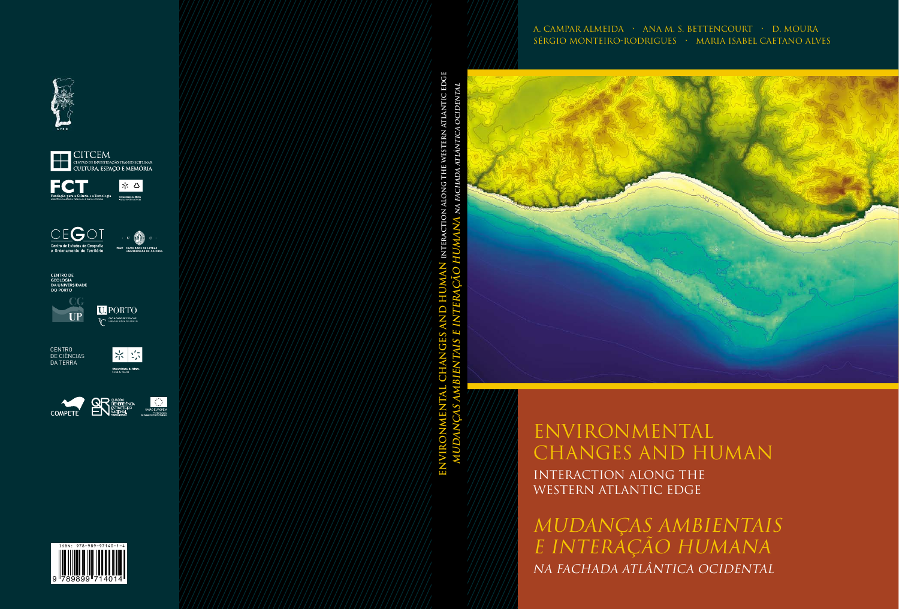A. CAMPAR ALMEIDA · ANA M. S. BETTENCOURT · D. MOURA
SÉRGIO MONTEIRO-RODRIGUES · MARIA ISABEL CAETANO ALVES

# ENVIRONMENTAL CHANGES AND HUMAN

## INTERACTION ALONG THE WESTERN ATLANTIC EDGE

# *MUDANÇAS AMBIENTAIS E INTERAÇÃO HUMANA*

## *NA FACHADA ATLÂNTICA OCIDENTAL*

ENVIRONMENTAL CHANGES AND HUMAN INTERACTION ALONG THE WESTERN ATLANTIC EDGE
*MUDANÇAS AMBIENTAIS E INTERAÇÃO HUMANA NA FACHADA ATLÂNTICA OCIDENTAL*

APEQ

CITCEM
CENTRO DE INVESTIGAÇÃO TRANSDISCIPLINAR
CULTURA, ESPAÇO E MEMÓRIA

FCT
Fundação para a Ciência e a Tecnologia

Universidade do Minho

CEGOT
Centro de Estudos de Geografia e Ordenamento do Território

FLUC FACULDADE DE LETRAS UNIVERSIDADE DE COIMBRA

CENTRO DE GEOLOGIA DA UNIVERSIDADE DO PORTO

U. PORTO
FACULDADE DE CIÊNCIAS UNIVERSIDADE DO PORTO

CENTRO DE CIÊNCIAS DA TERRA

Universidade do Minho
Escola de Ciências

COMPETE

QREN QUADRO DE REFERÊNCIA ESTRATÉGICO NACIONAL

UNIÃO EUROPEIA
Fundo Europeu de Desenvolvimento Regional

ISBN: 978-989-97140-1-4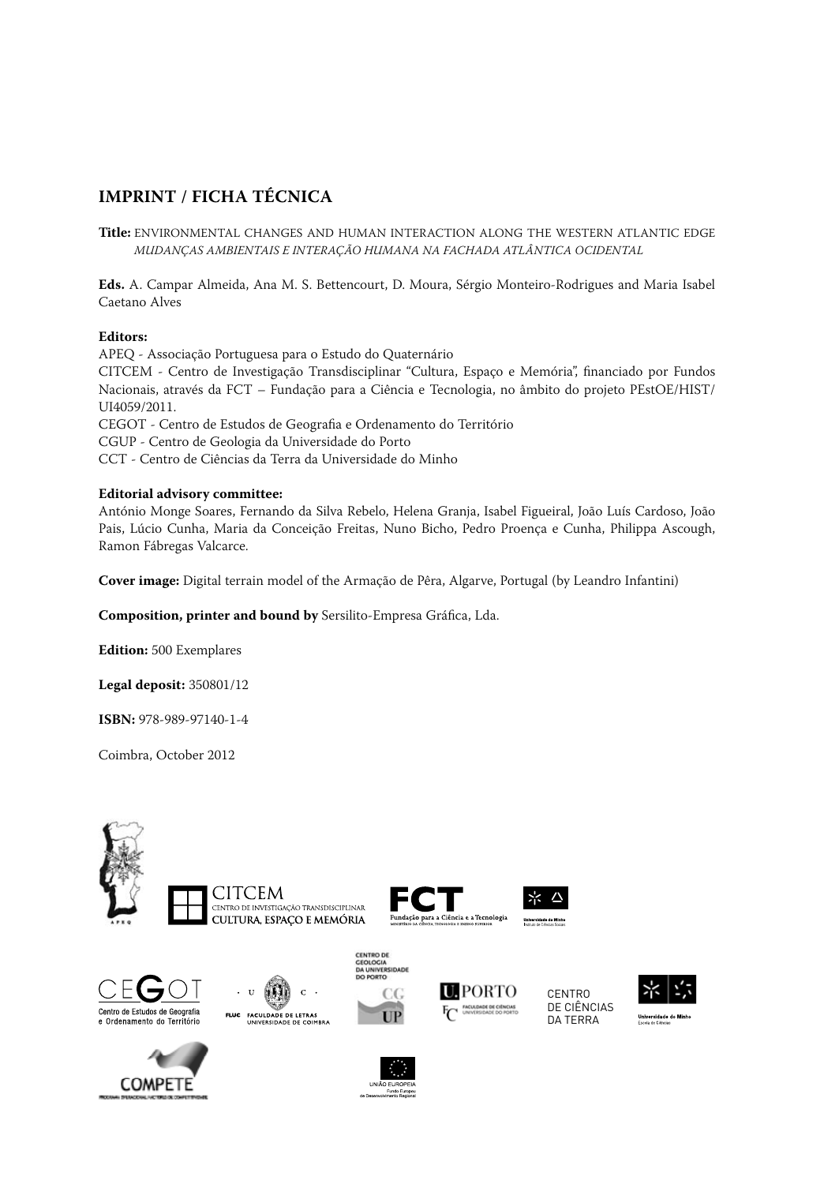## IMPRINT / FICHA TÉCNICA

**Title:** ENVIRONMENTAL CHANGES AND HUMAN INTERACTION ALONG THE WESTERN ATLANTIC EDGE
*MUDANÇAS AMBIENTAIS E INTERAÇÃO HUMANA NA FACHADA ATLÂNTICA OCIDENTAL*

**Eds.** A. Campar Almeida, Ana M. S. Bettencourt, D. Moura, Sérgio Monteiro-Rodrigues and Maria Isabel Caetano Alves

**Editors:**
APEQ - Associação Portuguesa para o Estudo do Quaternário
CITCEM - Centro de Investigação Transdisciplinar "Cultura, Espaço e Memória", financiado por Fundos Nacionais, através da FCT – Fundação para a Ciência e Tecnologia, no âmbito do projeto PEstOE/HIST/UI4059/2011.
CEGOT - Centro de Estudos de Geografia e Ordenamento do Território
CGUP - Centro de Geologia da Universidade do Porto
CCT - Centro de Ciências da Terra da Universidade do Minho

**Editorial advisory committee:**
António Monge Soares, Fernando da Silva Rebelo, Helena Granja, Isabel Figueiral, João Luís Cardoso, João Pais, Lúcio Cunha, Maria da Conceição Freitas, Nuno Bicho, Pedro Proença e Cunha, Philippa Ascough, Ramon Fábregas Valcarce.

**Cover image:** Digital terrain model of the Armação de Pêra, Algarve, Portugal (by Leandro Infantini)

**Composition, printer and bound by** Sersilito-Empresa Gráfica, Lda.

**Edition:** 500 Exemplares

**Legal deposit:** 350801/12

**ISBN:** 978-989-97140-1-4

Coimbra, October 2012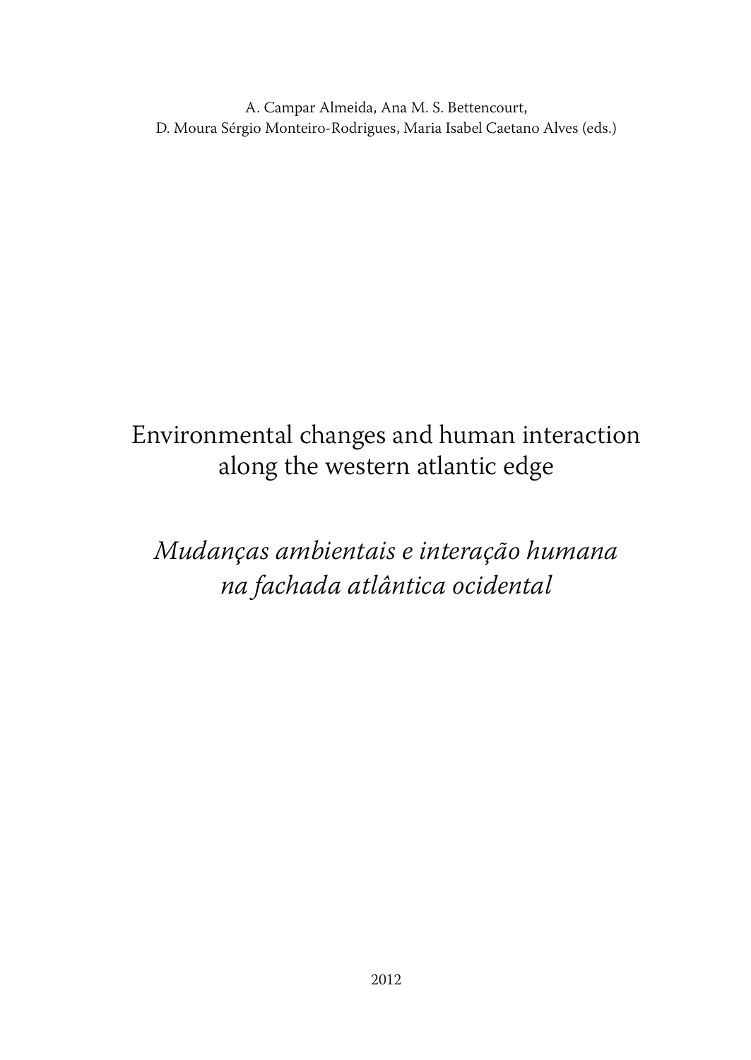A. Campar Almeida, Ana M. S. Bettencourt,
D. Moura Sérgio Monteiro-Rodrigues, Maria Isabel Caetano Alves (eds.)

# Environmental changes and human interaction along the western atlantic edge

# *Mudanças ambientais e interação humana na fachada atlântica ocidental*

2012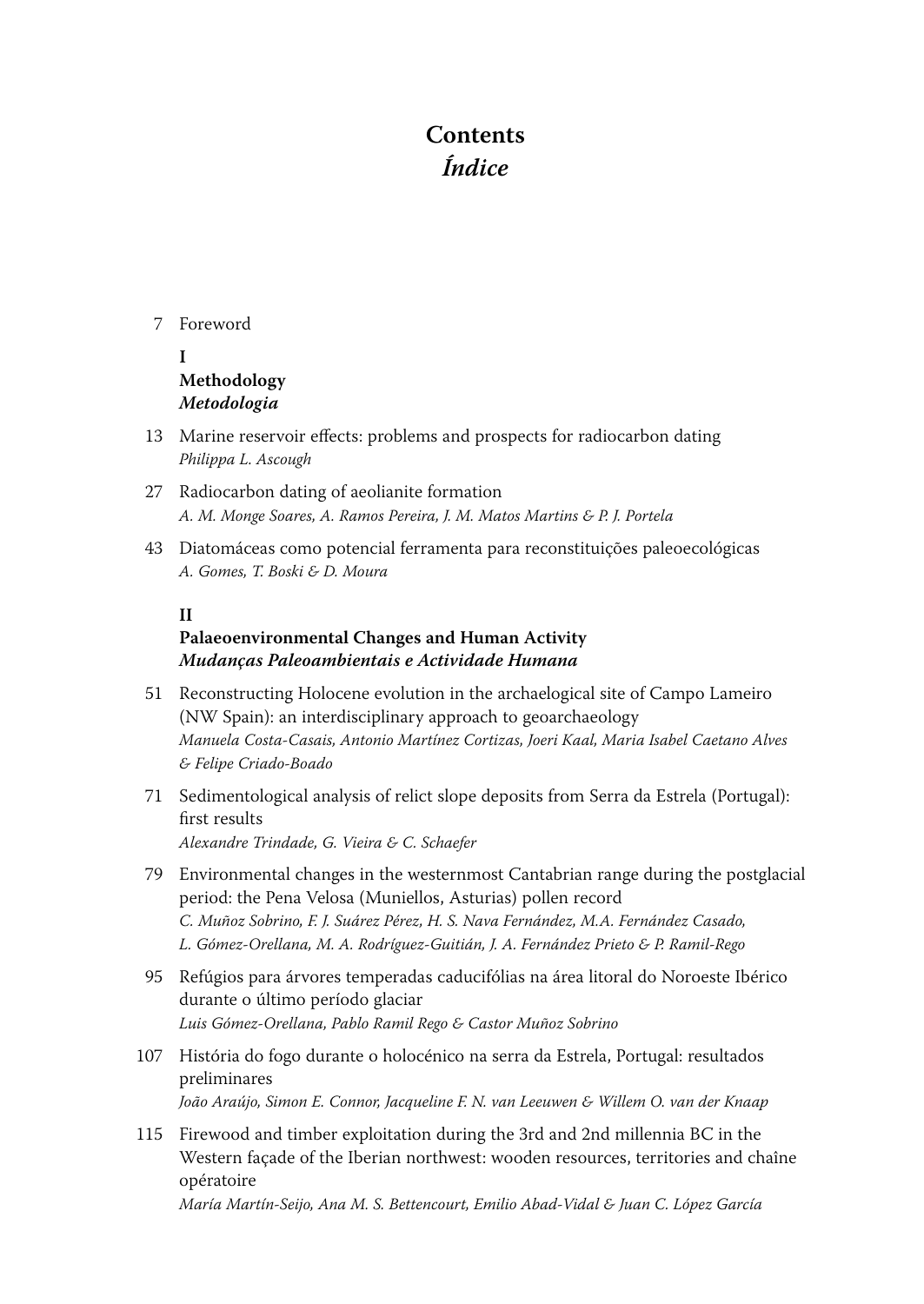# Contents
# *Índice*

7 Foreword

## I
## Methodology
## *Metodologia*

13 Marine reservoir effects: problems and prospects for radiocarbon dating
*Philippa L. Ascough*

27 Radiocarbon dating of aeolianite formation
*A. M. Monge Soares, A. Ramos Pereira, J. M. Matos Martins & P. J. Portela*

43 Diatomáceas como potencial ferramenta para reconstituições paleoecológicas
*A. Gomes, T. Boski & D. Moura*

## II
## Palaeoenvironmental Changes and Human Activity
## *Mudanças Paleoambientais e Actividade Humana*

51 Reconstructing Holocene evolution in the archaelogical site of Campo Lameiro (NW Spain): an interdisciplinary approach to geoarchaeology
*Manuela Costa-Casais, Antonio Martínez Cortizas, Joeri Kaal, Maria Isabel Caetano Alves & Felipe Criado-Boado*

71 Sedimentological analysis of relict slope deposits from Serra da Estrela (Portugal): first results
*Alexandre Trindade, G. Vieira & C. Schaefer*

79 Environmental changes in the westernmost Cantabrian range during the postglacial period: the Pena Velosa (Muniellos, Asturias) pollen record
*C. Muñoz Sobrino, F. J. Suárez Pérez, H. S. Nava Fernández, M.A. Fernández Casado, L. Gómez-Orellana, M. A. Rodríguez-Guitián, J. A. Fernández Prieto & P. Ramil-Rego*

95 Refúgios para árvores temperadas caducifólias na área litoral do Noroeste Ibérico durante o último período glaciar
*Luis Gómez-Orellana, Pablo Ramil Rego & Castor Muñoz Sobrino*

107 História do fogo durante o holocénico na serra da Estrela, Portugal: resultados preliminares
*João Araújo, Simon E. Connor, Jacqueline F. N. van Leeuwen & Willem O. van der Knaap*

115 Firewood and timber exploitation during the 3rd and 2nd millennia BC in the Western façade of the Iberian northwest: wooden resources, territories and chaîne opératoire
*María Martín-Seijo, Ana M. S. Bettencourt, Emilio Abad-Vidal & Juan C. López García*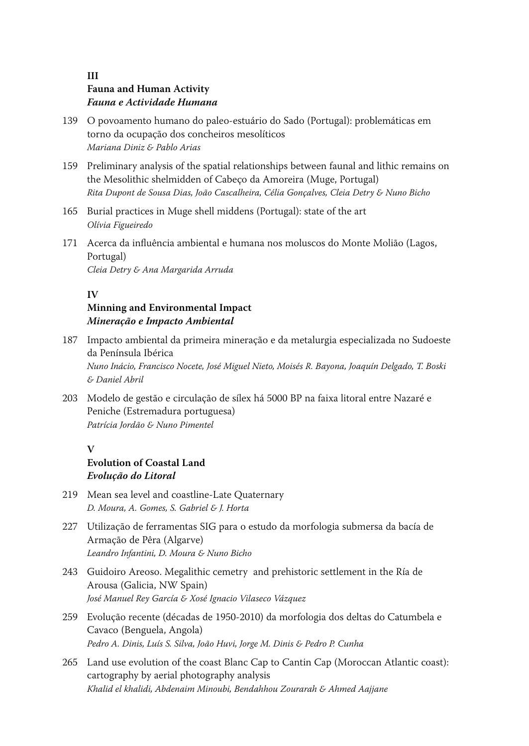## III
## Fauna and Human Activity
## *Fauna e Actividade Humana*

139 O povoamento humano do paleo-estuário do Sado (Portugal): problemáticas em torno da ocupação dos concheiros mesolíticos
*Mariana Diniz & Pablo Arias*

159 Preliminary analysis of the spatial relationships between faunal and lithic remains on the Mesolithic shelmidden of Cabeço da Amoreira (Muge, Portugal)
*Rita Dupont de Sousa Dias, João Cascalheira, Célia Gonçalves, Cleia Detry & Nuno Bicho*

165 Burial practices in Muge shell middens (Portugal): state of the art
*Olívia Figueiredo*

171 Acerca da influência ambiental e humana nos moluscos do Monte Molião (Lagos, Portugal)
*Cleia Detry & Ana Margarida Arruda*

## IV
## Minning and Environmental Impact
## *Mineração e Impacto Ambiental*

187 Impacto ambiental da primeira mineração e da metalurgia especializada no Sudoeste da Península Ibérica
*Nuno Inácio, Francisco Nocete, José Miguel Nieto, Moisés R. Bayona, Joaquín Delgado, T. Boski & Daniel Abril*

203 Modelo de gestão e circulação de sílex há 5000 BP na faixa litoral entre Nazaré e Peniche (Estremadura portuguesa)
*Patrícia Jordão & Nuno Pimentel*

## V
## Evolution of Coastal Land
## *Evolução do Litoral*

219 Mean sea level and coastline-Late Quaternary
*D. Moura, A. Gomes, S. Gabriel & J. Horta*

227 Utilização de ferramentas SIG para o estudo da morfologia submersa da bacía de Armação de Pêra (Algarve)
*Leandro Infantini, D. Moura & Nuno Bicho*

243 Guidoiro Areoso. Megalithic cemetry and prehistoric settlement in the Ría de Arousa (Galicia, NW Spain)
*José Manuel Rey García & Xosé Ignacio Vilaseco Vázquez*

259 Evolução recente (décadas de 1950-2010) da morfologia dos deltas do Catumbela e Cavaco (Benguela, Angola)
*Pedro A. Dinis, Luís S. Silva, João Huvi, Jorge M. Dinis & Pedro P. Cunha*

265 Land use evolution of the coast Blanc Cap to Cantin Cap (Moroccan Atlantic coast): cartography by aerial photography analysis
*Khalid el khalidi, Abdenaim Minoubi, Bendahhou Zourarah & Ahmed Aajjane*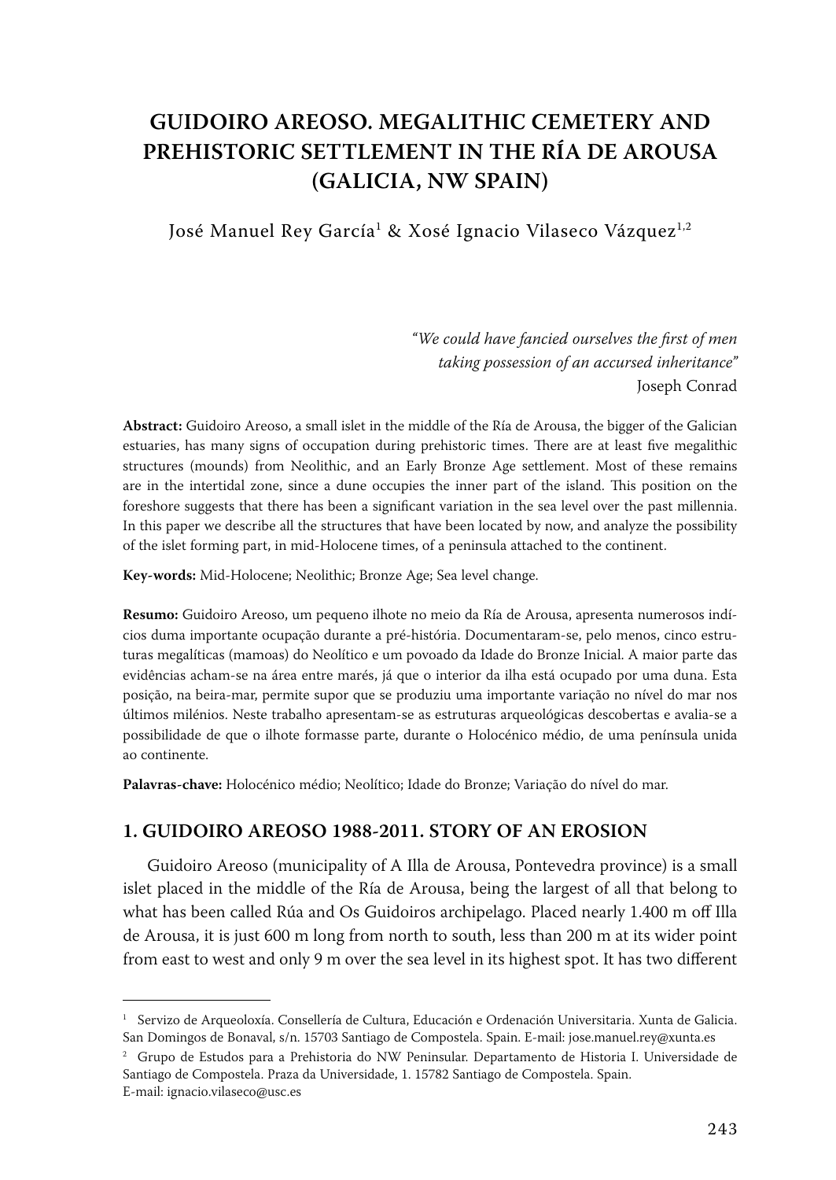# GUIDOIRO AREOSO. MEGALITHIC CEMETERY AND PREHISTORIC SETTLEMENT IN THE RÍA DE AROUSA (GALICIA, NW SPAIN)

José Manuel Rey García[1] & Xosé Ignacio Vilaseco Vázquez[1,2]

> *"We could have fancied ourselves the first of men taking possession of an accursed inheritance"*
> Joseph Conrad

**Abstract:** Guidoiro Areoso, a small islet in the middle of the Ría de Arousa, the bigger of the Galician estuaries, has many signs of occupation during prehistoric times. There are at least five megalithic structures (mounds) from Neolithic, and an Early Bronze Age settlement. Most of these remains are in the intertidal zone, since a dune occupies the inner part of the island. This position on the foreshore suggests that there has been a significant variation in the sea level over the past millennia. In this paper we describe all the structures that have been located by now, and analyze the possibility of the islet forming part, in mid-Holocene times, of a peninsula attached to the continent.

**Key-words:** Mid-Holocene; Neolithic; Bronze Age; Sea level change.

**Resumo:** Guidoiro Areoso, um pequeno ilhote no meio da Ría de Arousa, apresenta numerosos indícios duma importante ocupação durante a pré-história. Documentaram-se, pelo menos, cinco estruturas megalíticas (mamoas) do Neolítico e um povoado da Idade do Bronze Inicial. A maior parte das evidências acham-se na área entre marés, já que o interior da ilha está ocupado por uma duna. Esta posição, na beira-mar, permite supor que se produziu uma importante variação no nível do mar nos últimos milénios. Neste trabalho apresentam-se as estruturas arqueológicas descobertas e avalia-se a possibilidade de que o ilhote formasse parte, durante o Holocénico médio, de uma península unida ao continente.

**Palavras-chave:** Holocénico médio; Neolítico; Idade do Bronze; Variação do nível do mar.

## 1. GUIDOIRO AREOSO 1988-2011. STORY OF AN EROSION

Guidoiro Areoso (municipality of A Illa de Arousa, Pontevedra province) is a small islet placed in the middle of the Ría de Arousa, being the largest of all that belong to what has been called Rúa and Os Guidoiros archipelago. Placed nearly 1.400 m off Illa de Arousa, it is just 600 m long from north to south, less than 200 m at its wider point from east to west and only 9 m over the sea level in its highest spot. It has two different

[1] Servizo de Arqueoloxía. Consellería de Cultura, Educación e Ordenación Universitaria. Xunta de Galicia. San Domingos de Bonaval, s/n. 15703 Santiago de Compostela. Spain. E-mail: jose.manuel.rey@xunta.es

[2] Grupo de Estudos para a Prehistoria do NW Peninsular. Departamento de Historia I. Universidade de Santiago de Compostela. Praza da Universidade, 1. 15782 Santiago de Compostela. Spain. E-mail: ignacio.vilaseco@usc.es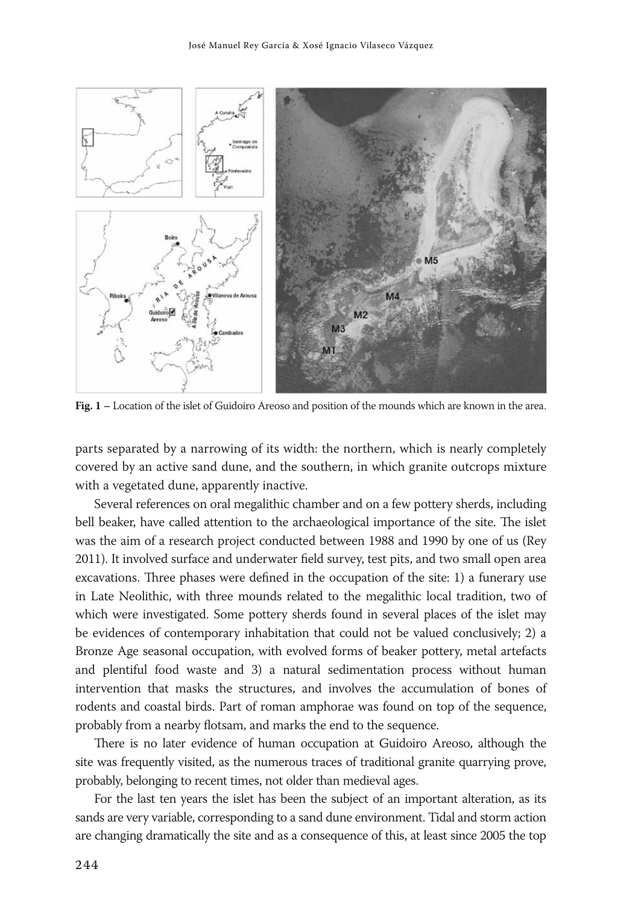**Fig. 1 –** Location of the islet of Guidoiro Areoso and position of the mounds which are known in the area.

parts separated by a narrowing of its width: the northern, which is nearly completely covered by an active sand dune, and the southern, in which granite outcrops mixture with a vegetated dune, apparently inactive.

Several references on oral megalithic chamber and on a few pottery sherds, including bell beaker, have called attention to the archaeological importance of the site. The islet was the aim of a research project conducted between 1988 and 1990 by one of us (Rey 2011). It involved surface and underwater field survey, test pits, and two small open area excavations. Three phases were defined in the occupation of the site: 1) a funerary use in Late Neolithic, with three mounds related to the megalithic local tradition, two of which were investigated. Some pottery sherds found in several places of the islet may be evidences of contemporary inhabitation that could not be valued conclusively; 2) a Bronze Age seasonal occupation, with evolved forms of beaker pottery, metal artefacts and plentiful food waste and 3) a natural sedimentation process without human intervention that masks the structures, and involves the accumulation of bones of rodents and coastal birds. Part of roman amphorae was found on top of the sequence, probably from a nearby flotsam, and marks the end to the sequence.

There is no later evidence of human occupation at Guidoiro Areoso, although the site was frequently visited, as the numerous traces of traditional granite quarrying prove, probably, belonging to recent times, not older than medieval ages.

For the last ten years the islet has been the subject of an important alteration, as its sands are very variable, corresponding to a sand dune environment. Tidal and storm action are changing dramatically the site and as a consequence of this, at least since 2005 the top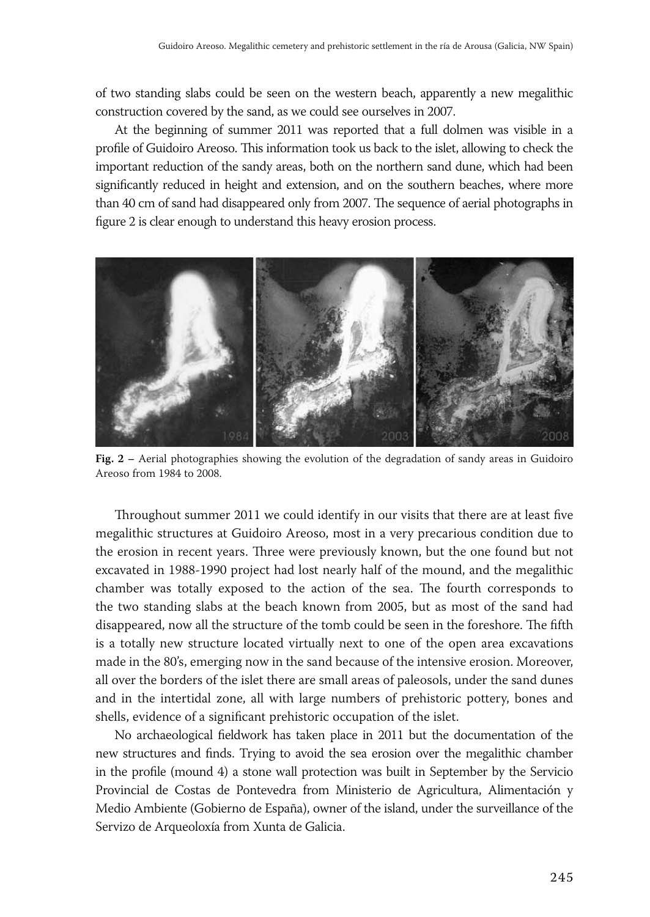of two standing slabs could be seen on the western beach, apparently a new megalithic construction covered by the sand, as we could see ourselves in 2007.

At the beginning of summer 2011 was reported that a full dolmen was visible in a profile of Guidoiro Areoso. This information took us back to the islet, allowing to check the important reduction of the sandy areas, both on the northern sand dune, which had been significantly reduced in height and extension, and on the southern beaches, where more than 40 cm of sand had disappeared only from 2007. The sequence of aerial photographs in figure 2 is clear enough to understand this heavy erosion process.

**Fig. 2** – Aerial photographies showing the evolution of the degradation of sandy areas in Guidoiro Areoso from 1984 to 2008.

Throughout summer 2011 we could identify in our visits that there are at least five megalithic structures at Guidoiro Areoso, most in a very precarious condition due to the erosion in recent years. Three were previously known, but the one found but not excavated in 1988-1990 project had lost nearly half of the mound, and the megalithic chamber was totally exposed to the action of the sea. The fourth corresponds to the two standing slabs at the beach known from 2005, but as most of the sand had disappeared, now all the structure of the tomb could be seen in the foreshore. The fifth is a totally new structure located virtually next to one of the open area excavations made in the 80's, emerging now in the sand because of the intensive erosion. Moreover, all over the borders of the islet there are small areas of paleosols, under the sand dunes and in the intertidal zone, all with large numbers of prehistoric pottery, bones and shells, evidence of a significant prehistoric occupation of the islet.

No archaeological fieldwork has taken place in 2011 but the documentation of the new structures and finds. Trying to avoid the sea erosion over the megalithic chamber in the profile (mound 4) a stone wall protection was built in September by the Servicio Provincial de Costas de Pontevedra from Ministerio de Agricultura, Alimentación y Medio Ambiente (Gobierno de España), owner of the island, under the surveillance of the Servizo de Arqueoloxía from Xunta de Galicia.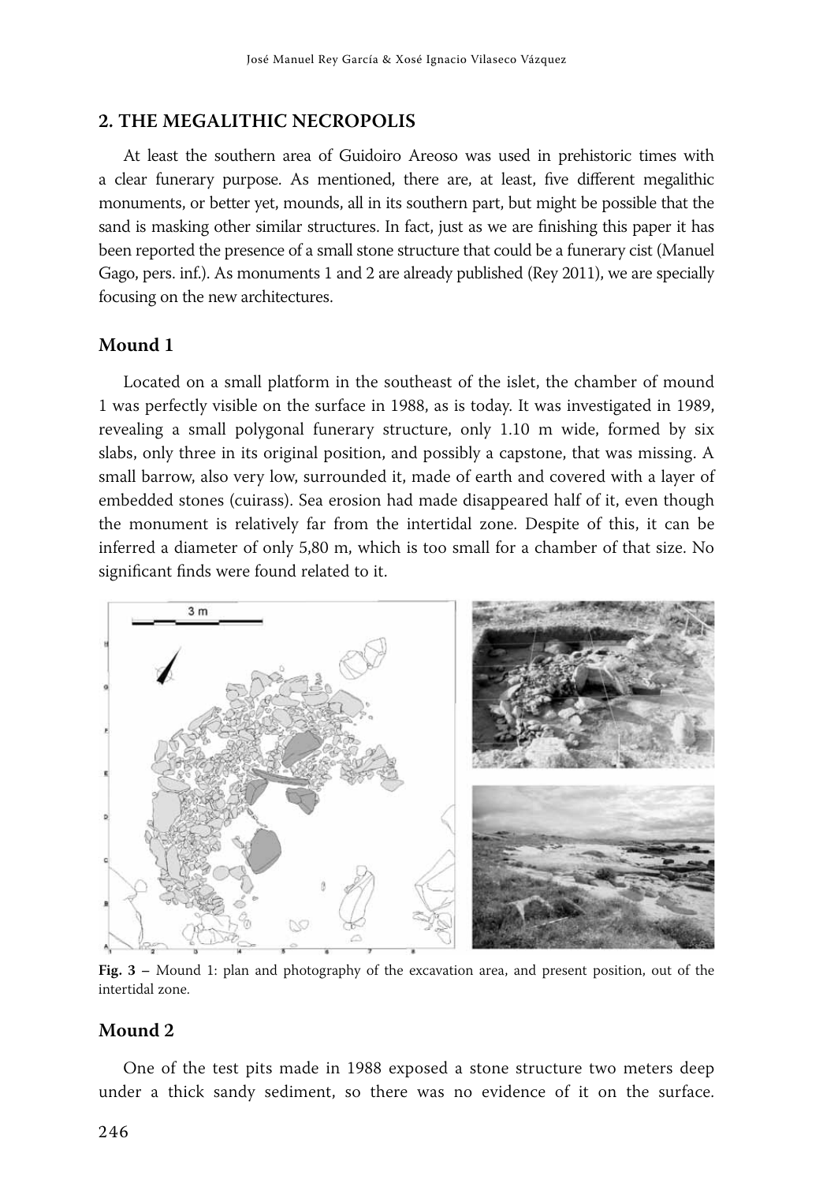## 2. THE MEGALITHIC NECROPOLIS

At least the southern area of Guidoiro Areoso was used in prehistoric times with a clear funerary purpose. As mentioned, there are, at least, five different megalithic monuments, or better yet, mounds, all in its southern part, but might be possible that the sand is masking other similar structures. In fact, just as we are finishing this paper it has been reported the presence of a small stone structure that could be a funerary cist (Manuel Gago, pers. inf.). As monuments 1 and 2 are already published (Rey 2011), we are specially focusing on the new architectures.

### Mound 1

Located on a small platform in the southeast of the islet, the chamber of mound 1 was perfectly visible on the surface in 1988, as is today. It was investigated in 1989, revealing a small polygonal funerary structure, only 1.10 m wide, formed by six slabs, only three in its original position, and possibly a capstone, that was missing. A small barrow, also very low, surrounded it, made of earth and covered with a layer of embedded stones (cuirass). Sea erosion had made disappeared half of it, even though the monument is relatively far from the intertidal zone. Despite of this, it can be inferred a diameter of only 5,80 m, which is too small for a chamber of that size. No significant finds were found related to it.

**Fig. 3** – Mound 1: plan and photography of the excavation area, and present position, out of the intertidal zone.

### Mound 2

One of the test pits made in 1988 exposed a stone structure two meters deep under a thick sandy sediment, so there was no evidence of it on the surface.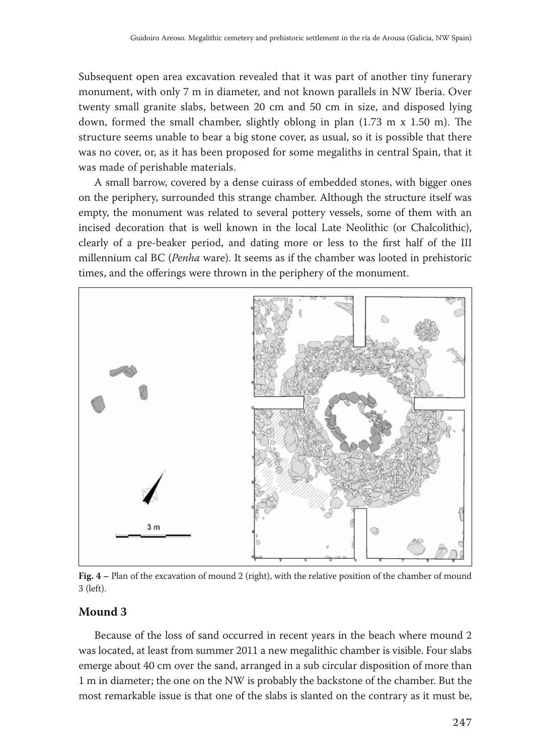Subsequent open area excavation revealed that it was part of another tiny funerary monument, with only 7 m in diameter, and not known parallels in NW Iberia. Over twenty small granite slabs, between 20 cm and 50 cm in size, and disposed lying down, formed the small chamber, slightly oblong in plan (1.73 m x 1.50 m). The structure seems unable to bear a big stone cover, as usual, so it is possible that there was no cover, or, as it has been proposed for some megaliths in central Spain, that it was made of perishable materials.

A small barrow, covered by a dense cuirass of embedded stones, with bigger ones on the periphery, surrounded this strange chamber. Although the structure itself was empty, the monument was related to several pottery vessels, some of them with an incised decoration that is well known in the local Late Neolithic (or Chalcolithic), clearly of a pre-beaker period, and dating more or less to the first half of the III millennium cal BC (*Penha* ware). It seems as if the chamber was looted in prehistoric times, and the offerings were thrown in the periphery of the monument.

**Fig. 4 –** Plan of the excavation of mound 2 (right), with the relative position of the chamber of mound 3 (left).

## Mound 3

Because of the loss of sand occurred in recent years in the beach where mound 2 was located, at least from summer 2011 a new megalithic chamber is visible. Four slabs emerge about 40 cm over the sand, arranged in a sub circular disposition of more than 1 m in diameter; the one on the NW is probably the backstone of the chamber. But the most remarkable issue is that one of the slabs is slanted on the contrary as it must be,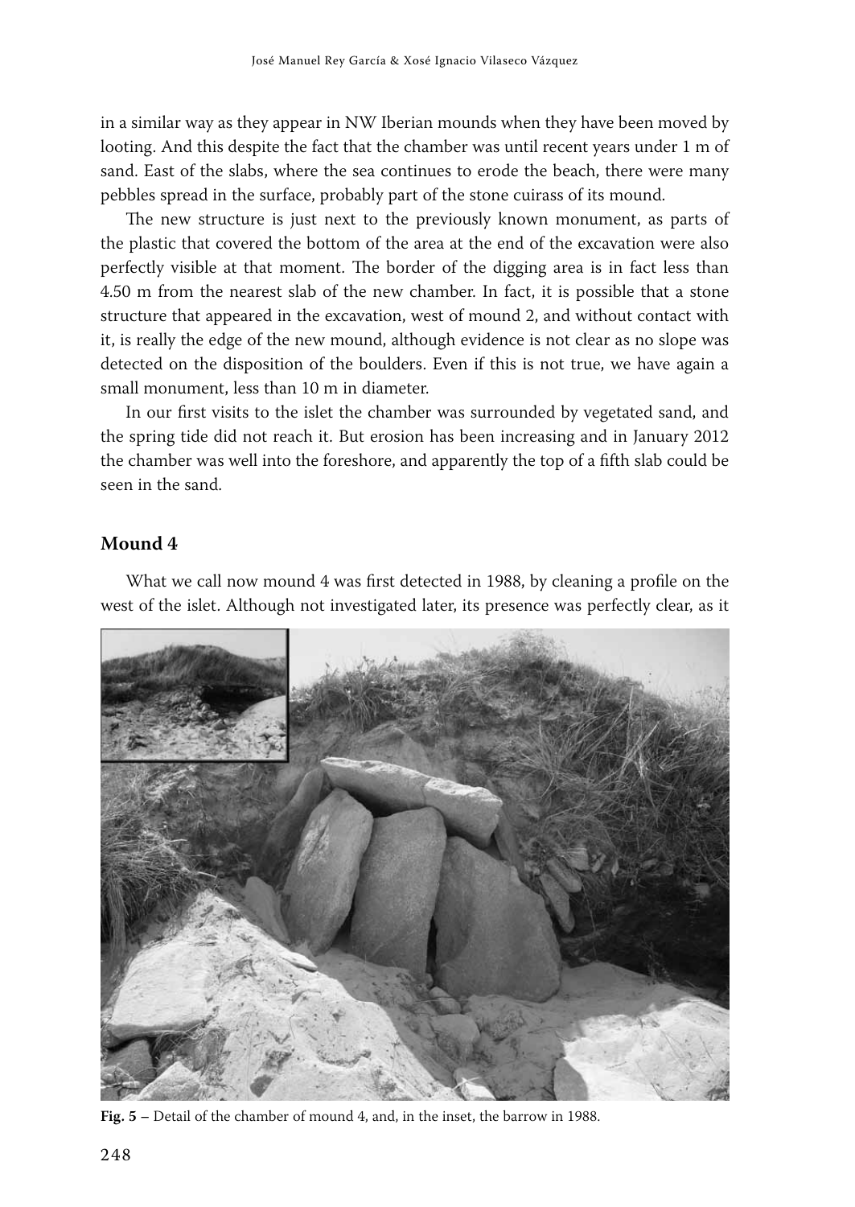in a similar way as they appear in NW Iberian mounds when they have been moved by looting. And this despite the fact that the chamber was until recent years under 1 m of sand. East of the slabs, where the sea continues to erode the beach, there were many pebbles spread in the surface, probably part of the stone cuirass of its mound.

The new structure is just next to the previously known monument, as parts of the plastic that covered the bottom of the area at the end of the excavation were also perfectly visible at that moment. The border of the digging area is in fact less than 4.50 m from the nearest slab of the new chamber. In fact, it is possible that a stone structure that appeared in the excavation, west of mound 2, and without contact with it, is really the edge of the new mound, although evidence is not clear as no slope was detected on the disposition of the boulders. Even if this is not true, we have again a small monument, less than 10 m in diameter.

In our first visits to the islet the chamber was surrounded by vegetated sand, and the spring tide did not reach it. But erosion has been increasing and in January 2012 the chamber was well into the foreshore, and apparently the top of a fifth slab could be seen in the sand.

## Mound 4

What we call now mound 4 was first detected in 1988, by cleaning a profile on the west of the islet. Although not investigated later, its presence was perfectly clear, as it

**Fig. 5 –** Detail of the chamber of mound 4, and, in the inset, the barrow in 1988.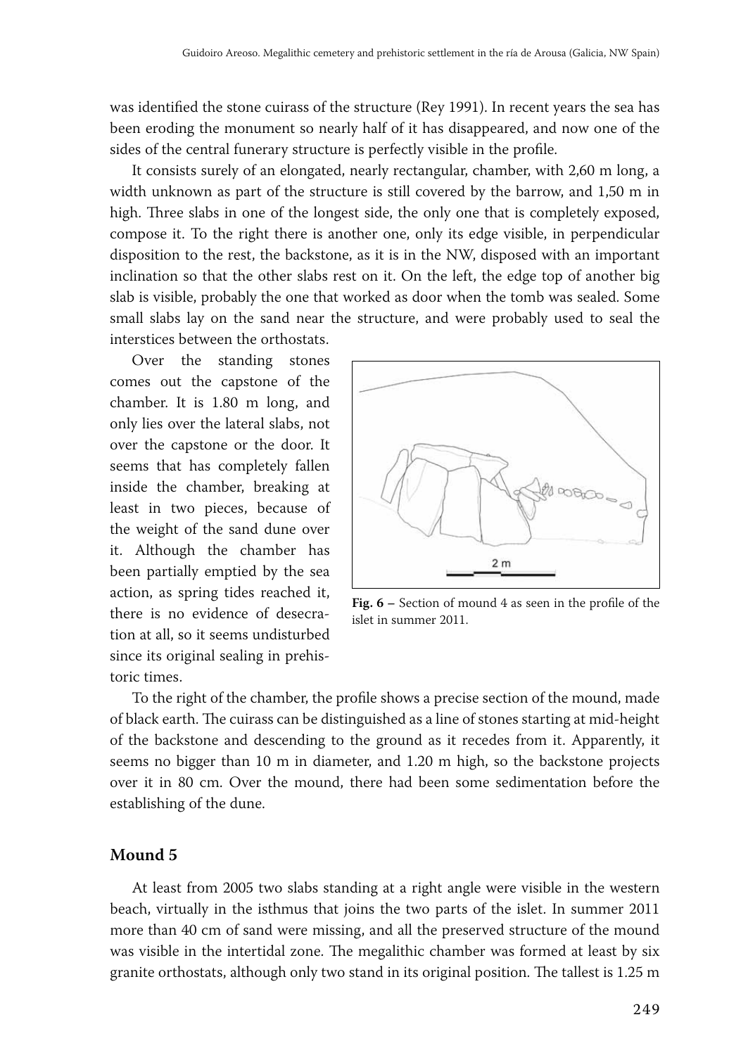was identified the stone cuirass of the structure (Rey 1991). In recent years the sea has been eroding the monument so nearly half of it has disappeared, and now one of the sides of the central funerary structure is perfectly visible in the profile.

It consists surely of an elongated, nearly rectangular, chamber, with 2,60 m long, a width unknown as part of the structure is still covered by the barrow, and 1,50 m in high. Three slabs in one of the longest side, the only one that is completely exposed, compose it. To the right there is another one, only its edge visible, in perpendicular disposition to the rest, the backstone, as it is in the NW, disposed with an important inclination so that the other slabs rest on it. On the left, the edge top of another big slab is visible, probably the one that worked as door when the tomb was sealed. Some small slabs lay on the sand near the structure, and were probably used to seal the interstices between the orthostats.

Over the standing stones comes out the capstone of the chamber. It is 1.80 m long, and only lies over the lateral slabs, not over the capstone or the door. It seems that has completely fallen inside the chamber, breaking at least in two pieces, because of the weight of the sand dune over it. Although the chamber has been partially emptied by the sea action, as spring tides reached it, there is no evidence of desecration at all, so it seems undisturbed since its original sealing in prehistoric times.

**Fig. 6** – Section of mound 4 as seen in the profile of the islet in summer 2011.

To the right of the chamber, the profile shows a precise section of the mound, made of black earth. The cuirass can be distinguished as a line of stones starting at mid-height of the backstone and descending to the ground as it recedes from it. Apparently, it seems no bigger than 10 m in diameter, and 1.20 m high, so the backstone projects over it in 80 cm. Over the mound, there had been some sedimentation before the establishing of the dune.

## Mound 5

At least from 2005 two slabs standing at a right angle were visible in the western beach, virtually in the isthmus that joins the two parts of the islet. In summer 2011 more than 40 cm of sand were missing, and all the preserved structure of the mound was visible in the intertidal zone. The megalithic chamber was formed at least by six granite orthostats, although only two stand in its original position. The tallest is 1.25 m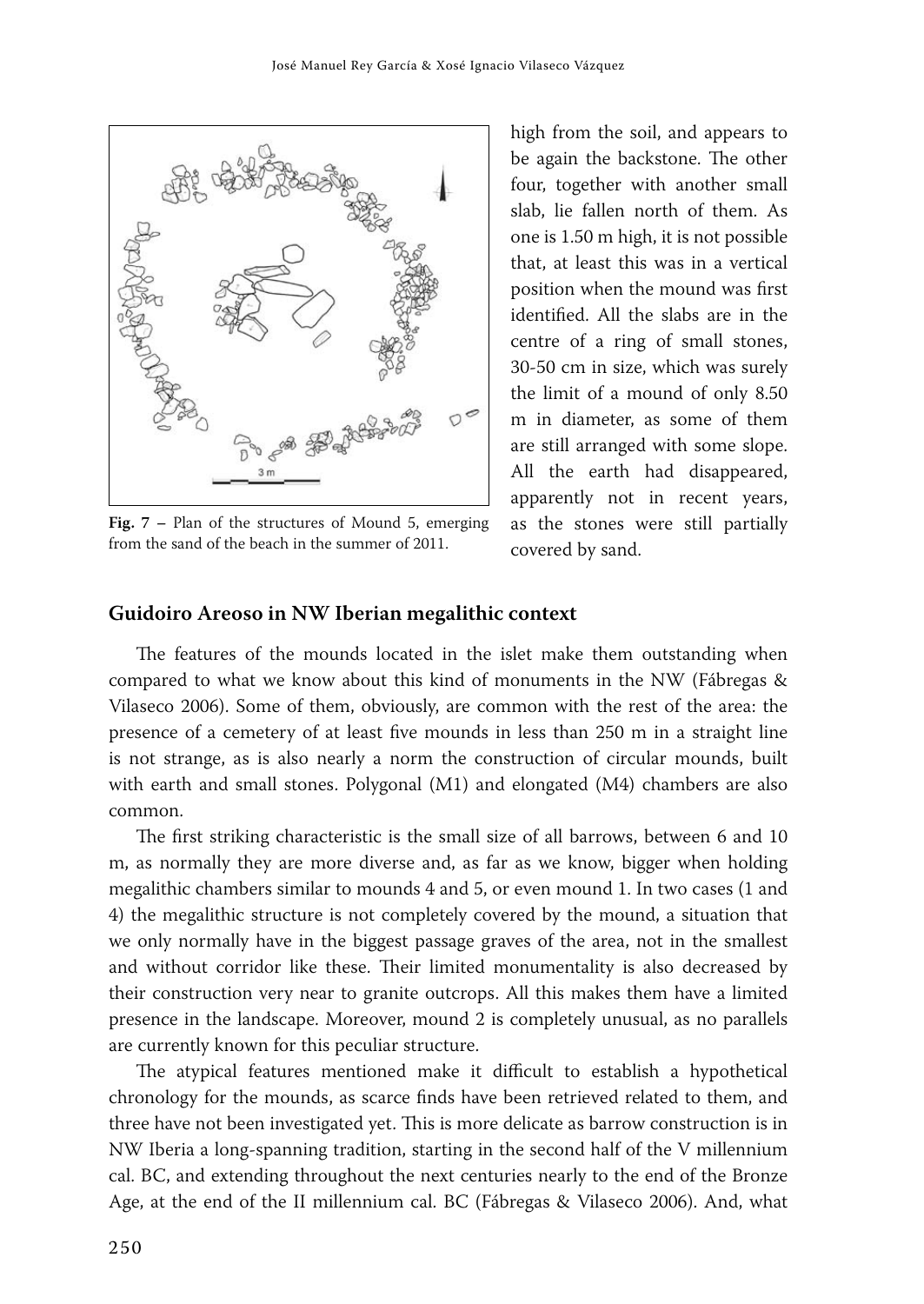high from the soil, and appears to be again the backstone. The other four, together with another small slab, lie fallen north of them. As one is 1.50 m high, it is not possible that, at least this was in a vertical position when the mound was first identified. All the slabs are in the centre of a ring of small stones, 30-50 cm in size, which was surely the limit of a mound of only 8.50 m in diameter, as some of them are still arranged with some slope. All the earth had disappeared, apparently not in recent years, as the stones were still partially covered by sand.

**Fig. 7 –** Plan of the structures of Mound 5, emerging from the sand of the beach in the summer of 2011.

## Guidoiro Areoso in NW Iberian megalithic context

The features of the mounds located in the islet make them outstanding when compared to what we know about this kind of monuments in the NW (Fábregas & Vilaseco 2006). Some of them, obviously, are common with the rest of the area: the presence of a cemetery of at least five mounds in less than 250 m in a straight line is not strange, as is also nearly a norm the construction of circular mounds, built with earth and small stones. Polygonal (M1) and elongated (M4) chambers are also common.

The first striking characteristic is the small size of all barrows, between 6 and 10 m, as normally they are more diverse and, as far as we know, bigger when holding megalithic chambers similar to mounds 4 and 5, or even mound 1. In two cases (1 and 4) the megalithic structure is not completely covered by the mound, a situation that we only normally have in the biggest passage graves of the area, not in the smallest and without corridor like these. Their limited monumentality is also decreased by their construction very near to granite outcrops. All this makes them have a limited presence in the landscape. Moreover, mound 2 is completely unusual, as no parallels are currently known for this peculiar structure.

The atypical features mentioned make it difficult to establish a hypothetical chronology for the mounds, as scarce finds have been retrieved related to them, and three have not been investigated yet. This is more delicate as barrow construction is in NW Iberia a long-spanning tradition, starting in the second half of the V millennium cal. BC, and extending throughout the next centuries nearly to the end of the Bronze Age, at the end of the II millennium cal. BC (Fábregas & Vilaseco 2006). And, what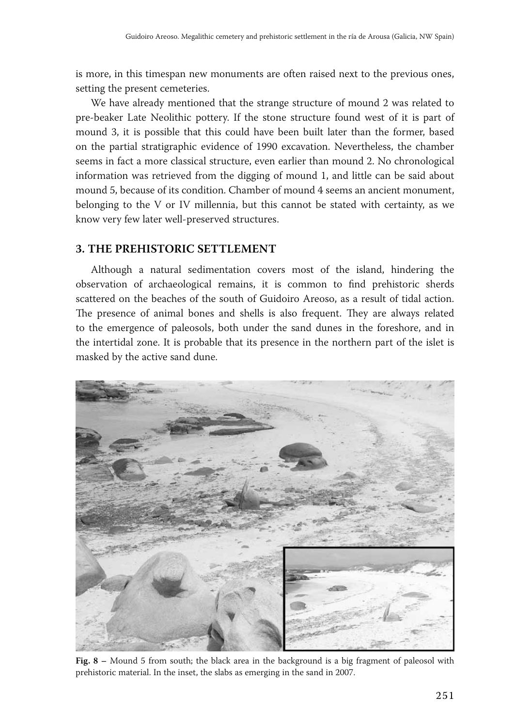is more, in this timespan new monuments are often raised next to the previous ones, setting the present cemeteries.

We have already mentioned that the strange structure of mound 2 was related to pre-beaker Late Neolithic pottery. If the stone structure found west of it is part of mound 3, it is possible that this could have been built later than the former, based on the partial stratigraphic evidence of 1990 excavation. Nevertheless, the chamber seems in fact a more classical structure, even earlier than mound 2. No chronological information was retrieved from the digging of mound 1, and little can be said about mound 5, because of its condition. Chamber of mound 4 seems an ancient monument, belonging to the V or IV millennia, but this cannot be stated with certainty, as we know very few later well-preserved structures.

## 3. THE PREHISTORIC SETTLEMENT

Although a natural sedimentation covers most of the island, hindering the observation of archaeological remains, it is common to find prehistoric sherds scattered on the beaches of the south of Guidoiro Areoso, as a result of tidal action. The presence of animal bones and shells is also frequent. They are always related to the emergence of paleosols, both under the sand dunes in the foreshore, and in the intertidal zone. It is probable that its presence in the northern part of the islet is masked by the active sand dune.

**Fig. 8 –** Mound 5 from south; the black area in the background is a big fragment of paleosol with prehistoric material. In the inset, the slabs as emerging in the sand in 2007.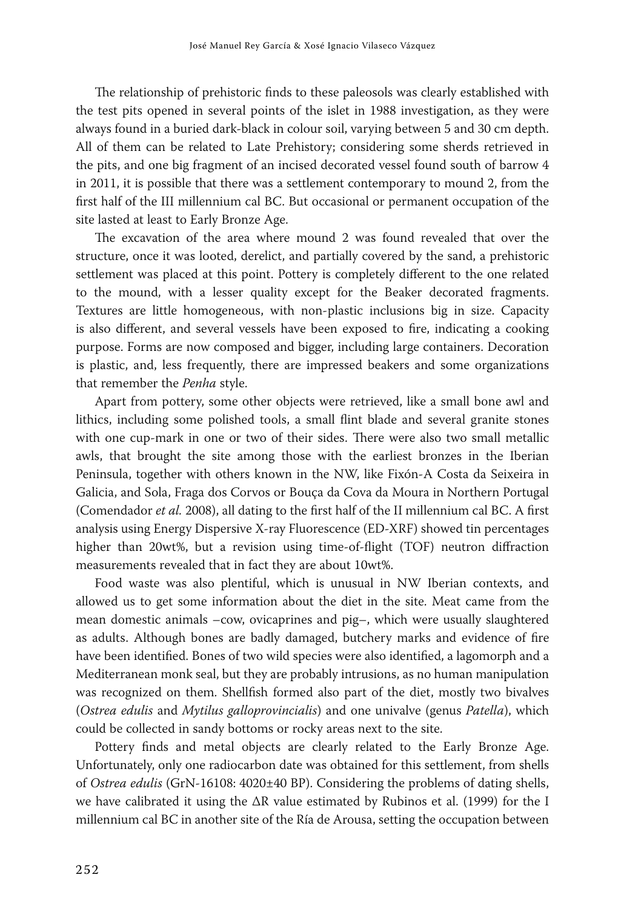The relationship of prehistoric finds to these paleosols was clearly established with the test pits opened in several points of the islet in 1988 investigation, as they were always found in a buried dark-black in colour soil, varying between 5 and 30 cm depth. All of them can be related to Late Prehistory; considering some sherds retrieved in the pits, and one big fragment of an incised decorated vessel found south of barrow 4 in 2011, it is possible that there was a settlement contemporary to mound 2, from the first half of the III millennium cal BC. But occasional or permanent occupation of the site lasted at least to Early Bronze Age.

The excavation of the area where mound 2 was found revealed that over the structure, once it was looted, derelict, and partially covered by the sand, a prehistoric settlement was placed at this point. Pottery is completely different to the one related to the mound, with a lesser quality except for the Beaker decorated fragments. Textures are little homogeneous, with non-plastic inclusions big in size. Capacity is also different, and several vessels have been exposed to fire, indicating a cooking purpose. Forms are now composed and bigger, including large containers. Decoration is plastic, and, less frequently, there are impressed beakers and some organizations that remember the *Penha* style.

Apart from pottery, some other objects were retrieved, like a small bone awl and lithics, including some polished tools, a small flint blade and several granite stones with one cup-mark in one or two of their sides. There were also two small metallic awls, that brought the site among those with the earliest bronzes in the Iberian Peninsula, together with others known in the NW, like Fixón-A Costa da Seixeira in Galicia, and Sola, Fraga dos Corvos or Bouça da Cova da Moura in Northern Portugal (Comendador *et al.* 2008), all dating to the first half of the II millennium cal BC. A first analysis using Energy Dispersive X-ray Fluorescence (ED-XRF) showed tin percentages higher than 20wt%, but a revision using time-of-flight (TOF) neutron diffraction measurements revealed that in fact they are about 10wt%.

Food waste was also plentiful, which is unusual in NW Iberian contexts, and allowed us to get some information about the diet in the site. Meat came from the mean domestic animals –cow, ovicaprines and pig–, which were usually slaughtered as adults. Although bones are badly damaged, butchery marks and evidence of fire have been identified. Bones of two wild species were also identified, a lagomorph and a Mediterranean monk seal, but they are probably intrusions, as no human manipulation was recognized on them. Shellfish formed also part of the diet, mostly two bivalves (*Ostrea edulis* and *Mytilus galloprovincialis*) and one univalve (genus *Patella*), which could be collected in sandy bottoms or rocky areas next to the site.

Pottery finds and metal objects are clearly related to the Early Bronze Age. Unfortunately, only one radiocarbon date was obtained for this settlement, from shells of *Ostrea edulis* (GrN-16108: 4020±40 BP). Considering the problems of dating shells, we have calibrated it using the ΔR value estimated by Rubinos et al. (1999) for the I millennium cal BC in another site of the Ría de Arousa, setting the occupation between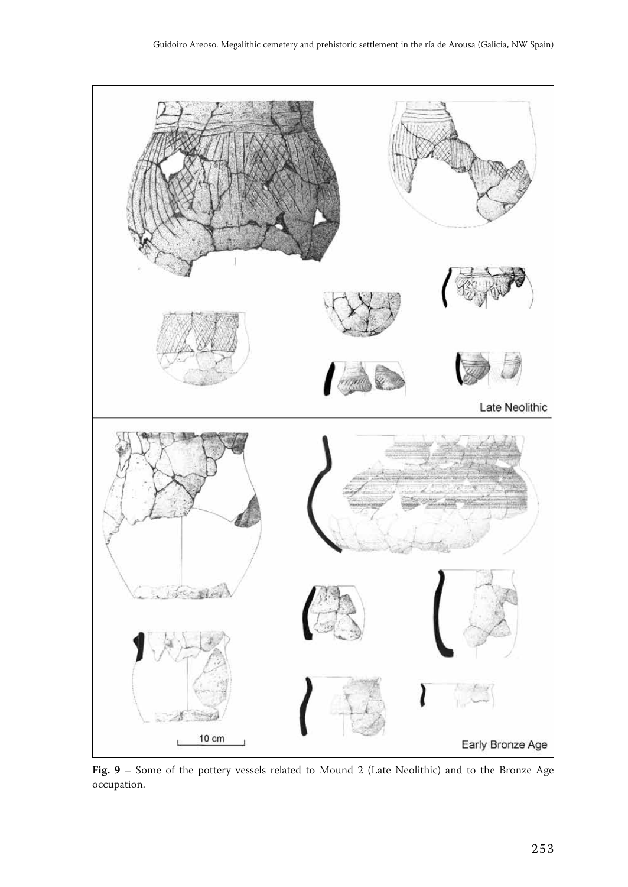**Fig. 9 –** Some of the pottery vessels related to Mound 2 (Late Neolithic) and to the Bronze Age occupation.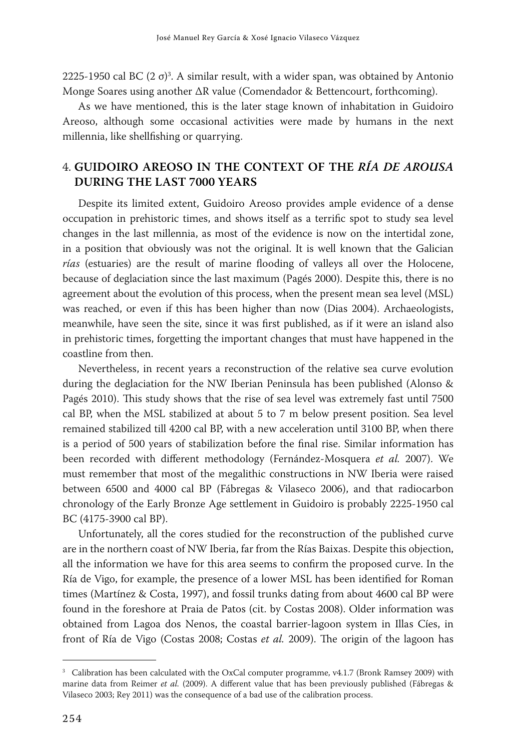2225-1950 cal BC (2 σ)[3]. A similar result, with a wider span, was obtained by Antonio Monge Soares using another ΔR value (Comendador & Bettencourt, forthcoming).

As we have mentioned, this is the later stage known of inhabitation in Guidoiro Areoso, although some occasional activities were made by humans in the next millennia, like shellfishing or quarrying.

## 4. GUIDOIRO AREOSO IN THE CONTEXT OF THE *RÍA DE AROUSA* DURING THE LAST 7000 YEARS

Despite its limited extent, Guidoiro Areoso provides ample evidence of a dense occupation in prehistoric times, and shows itself as a terrific spot to study sea level changes in the last millennia, as most of the evidence is now on the intertidal zone, in a position that obviously was not the original. It is well known that the Galician *rías* (estuaries) are the result of marine flooding of valleys all over the Holocene, because of deglaciation since the last maximum (Pagés 2000). Despite this, there is no agreement about the evolution of this process, when the present mean sea level (MSL) was reached, or even if this has been higher than now (Dias 2004). Archaeologists, meanwhile, have seen the site, since it was first published, as if it were an island also in prehistoric times, forgetting the important changes that must have happened in the coastline from then.

Nevertheless, in recent years a reconstruction of the relative sea curve evolution during the deglaciation for the NW Iberian Peninsula has been published (Alonso & Pagés 2010). This study shows that the rise of sea level was extremely fast until 7500 cal BP, when the MSL stabilized at about 5 to 7 m below present position. Sea level remained stabilized till 4200 cal BP, with a new acceleration until 3100 BP, when there is a period of 500 years of stabilization before the final rise. Similar information has been recorded with different methodology (Fernández-Mosquera *et al.* 2007). We must remember that most of the megalithic constructions in NW Iberia were raised between 6500 and 4000 cal BP (Fábregas & Vilaseco 2006), and that radiocarbon chronology of the Early Bronze Age settlement in Guidoiro is probably 2225-1950 cal BC (4175-3900 cal BP).

Unfortunately, all the cores studied for the reconstruction of the published curve are in the northern coast of NW Iberia, far from the Rías Baixas. Despite this objection, all the information we have for this area seems to confirm the proposed curve. In the Ría de Vigo, for example, the presence of a lower MSL has been identified for Roman times (Martínez & Costa, 1997), and fossil trunks dating from about 4600 cal BP were found in the foreshore at Praia de Patos (cit. by Costas 2008). Older information was obtained from Lagoa dos Nenos, the coastal barrier-lagoon system in Illas Cíes, in front of Ría de Vigo (Costas 2008; Costas *et al.* 2009). The origin of the lagoon has

---

[3] Calibration has been calculated with the OxCal computer programme, v4.1.7 (Bronk Ramsey 2009) with marine data from Reimer *et al.* (2009). A different value that has been previously published (Fábregas & Vilaseco 2003; Rey 2011) was the consequence of a bad use of the calibration process.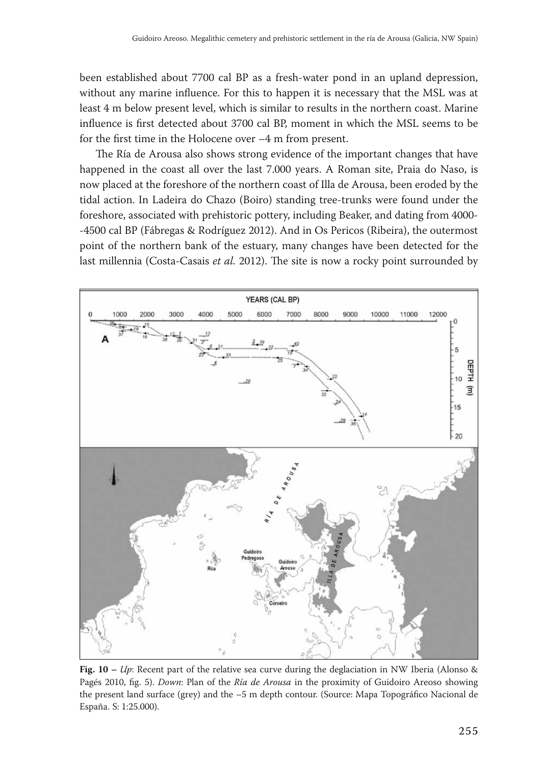been established about 7700 cal BP as a fresh-water pond in an upland depression, without any marine influence. For this to happen it is necessary that the MSL was at least 4 m below present level, which is similar to results in the northern coast. Marine influence is first detected about 3700 cal BP, moment in which the MSL seems to be for the first time in the Holocene over –4 m from present.

The Ría de Arousa also shows strong evidence of the important changes that have happened in the coast all over the last 7.000 years. A Roman site, Praia do Naso, is now placed at the foreshore of the northern coast of Illa de Arousa, been eroded by the tidal action. In Ladeira do Chazo (Boiro) standing tree-trunks were found under the foreshore, associated with prehistoric pottery, including Beaker, and dating from 4000--4500 cal BP (Fábregas & Rodríguez 2012). And in Os Pericos (Ribeira), the outermost point of the northern bank of the estuary, many changes have been detected for the last millennia (Costa-Casais *et al.* 2012). The site is now a rocky point surrounded by

**Fig. 10 –** *Up*: Recent part of the relative sea curve during the deglaciation in NW Iberia (Alonso & Pagés 2010, fig. 5). *Down*: Plan of the *Ría de Arousa* in the proximity of Guidoiro Areoso showing the present land surface (grey) and the –5 m depth contour. (Source: Mapa Topográfico Nacional de España. S: 1:25.000).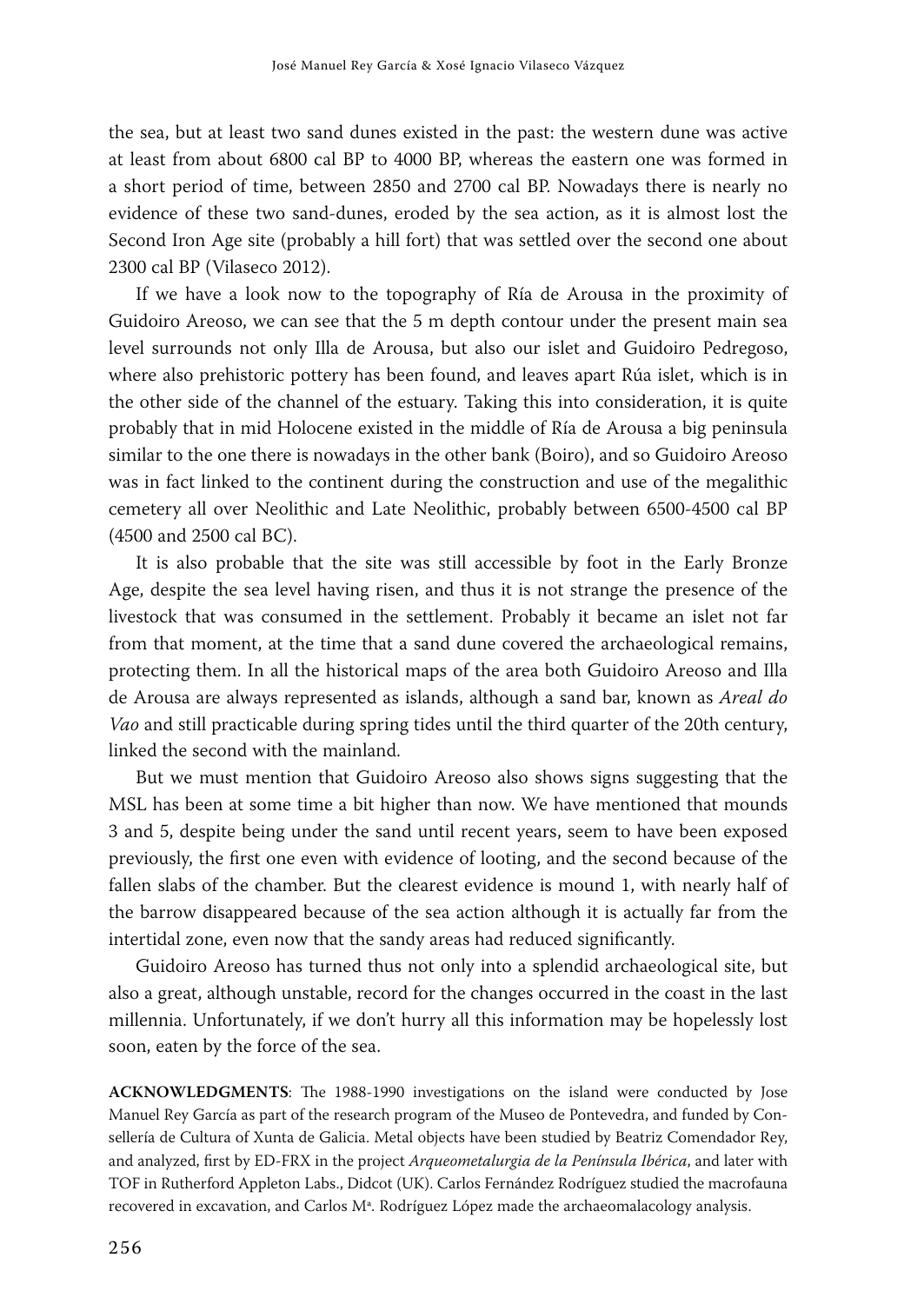the sea, but at least two sand dunes existed in the past: the western dune was active at least from about 6800 cal BP to 4000 BP, whereas the eastern one was formed in a short period of time, between 2850 and 2700 cal BP. Nowadays there is nearly no evidence of these two sand-dunes, eroded by the sea action, as it is almost lost the Second Iron Age site (probably a hill fort) that was settled over the second one about 2300 cal BP (Vilaseco 2012).

If we have a look now to the topography of Ría de Arousa in the proximity of Guidoiro Areoso, we can see that the 5 m depth contour under the present main sea level surrounds not only Illa de Arousa, but also our islet and Guidoiro Pedregoso, where also prehistoric pottery has been found, and leaves apart Rúa islet, which is in the other side of the channel of the estuary. Taking this into consideration, it is quite probably that in mid Holocene existed in the middle of Ría de Arousa a big peninsula similar to the one there is nowadays in the other bank (Boiro), and so Guidoiro Areoso was in fact linked to the continent during the construction and use of the megalithic cemetery all over Neolithic and Late Neolithic, probably between 6500-4500 cal BP (4500 and 2500 cal BC).

It is also probable that the site was still accessible by foot in the Early Bronze Age, despite the sea level having risen, and thus it is not strange the presence of the livestock that was consumed in the settlement. Probably it became an islet not far from that moment, at the time that a sand dune covered the archaeological remains, protecting them. In all the historical maps of the area both Guidoiro Areoso and Illa de Arousa are always represented as islands, although a sand bar, known as *Areal do Vao* and still practicable during spring tides until the third quarter of the 20th century, linked the second with the mainland.

But we must mention that Guidoiro Areoso also shows signs suggesting that the MSL has been at some time a bit higher than now. We have mentioned that mounds 3 and 5, despite being under the sand until recent years, seem to have been exposed previously, the first one even with evidence of looting, and the second because of the fallen slabs of the chamber. But the clearest evidence is mound 1, with nearly half of the barrow disappeared because of the sea action although it is actually far from the intertidal zone, even now that the sandy areas had reduced significantly.

Guidoiro Areoso has turned thus not only into a splendid archaeological site, but also a great, although unstable, record for the changes occurred in the coast in the last millennia. Unfortunately, if we don't hurry all this information may be hopelessly lost soon, eaten by the force of the sea.

**ACKNOWLEDGMENTS**: The 1988-1990 investigations on the island were conducted by Jose Manuel Rey García as part of the research program of the Museo de Pontevedra, and funded by Consellería de Cultura of Xunta de Galicia. Metal objects have been studied by Beatriz Comendador Rey, and analyzed, first by ED-FRX in the project *Arqueometalurgia de la Península Ibérica*, and later with TOF in Rutherford Appleton Labs., Didcot (UK). Carlos Fernández Rodríguez studied the macrofauna recovered in excavation, and Carlos Mª. Rodríguez López made the archaeomalacology analysis.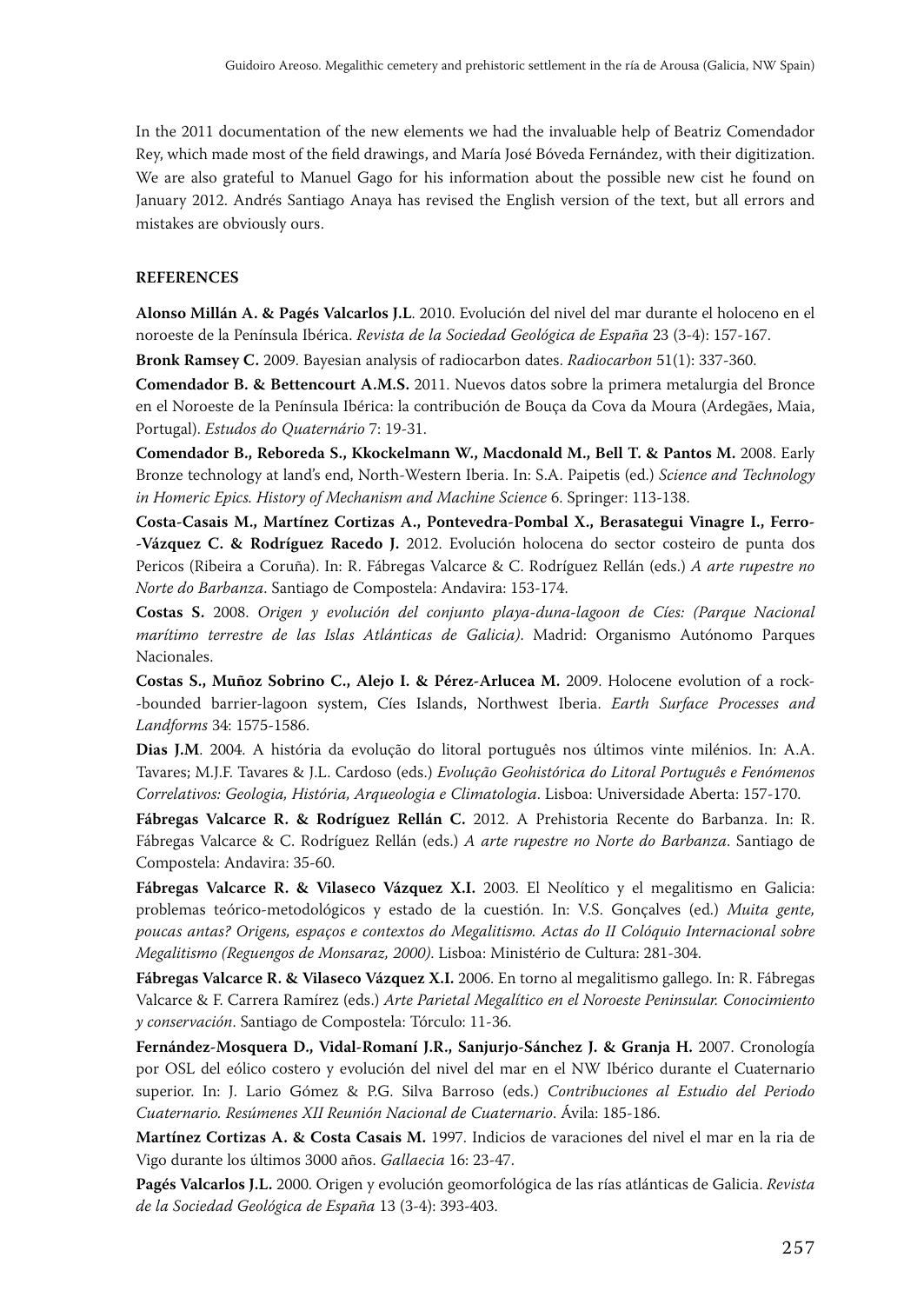In the 2011 documentation of the new elements we had the invaluable help of Beatriz Comendador Rey, which made most of the field drawings, and María José Bóveda Fernández, with their digitization. We are also grateful to Manuel Gago for his information about the possible new cist he found on January 2012. Andrés Santiago Anaya has revised the English version of the text, but all errors and mistakes are obviously ours.

## REFERENCES

**Alonso Millán A. & Pagés Valcarlos J.L**. 2010. Evolución del nivel del mar durante el holoceno en el noroeste de la Península Ibérica. *Revista de la Sociedad Geológica de España* 23 (3-4): 157-167.

**Bronk Ramsey C.** 2009. Bayesian analysis of radiocarbon dates. *Radiocarbon* 51(1): 337-360.

**Comendador B. & Bettencourt A.M.S.** 2011. Nuevos datos sobre la primera metalurgia del Bronce en el Noroeste de la Península Ibérica: la contribución de Bouça da Cova da Moura (Ardegães, Maia, Portugal). *Estudos do Quaternário* 7: 19-31.

**Comendador B., Reboreda S., Kkockelmann W., Macdonald M., Bell T. & Pantos M.** 2008. Early Bronze technology at land's end, North-Western Iberia. In: S.A. Paipetis (ed.) *Science and Technology in Homeric Epics. History of Mechanism and Machine Science* 6. Springer: 113-138.

**Costa-Casais M., Martínez Cortizas A., Pontevedra-Pombal X., Berasategui Vinagre I., Ferro--Vázquez C. & Rodríguez Racedo J.** 2012. Evolución holocena do sector costeiro de punta dos Pericos (Ribeira a Coruña). In: R. Fábregas Valcarce & C. Rodríguez Rellán (eds.) *A arte rupestre no Norte do Barbanza*. Santiago de Compostela: Andavira: 153-174.

**Costas S.** 2008. *Origen y evolución del conjunto playa-duna-lagoon de Cíes: (Parque Nacional marítimo terrestre de las Islas Atlánticas de Galicia)*. Madrid: Organismo Autónomo Parques Nacionales.

**Costas S., Muñoz Sobrino C., Alejo I. & Pérez-Arlucea M.** 2009. Holocene evolution of a rock--bounded barrier-lagoon system, Cíes Islands, Northwest Iberia. *Earth Surface Processes and Landforms* 34: 1575-1586.

**Dias J.M**. 2004. A história da evolução do litoral português nos últimos vinte milénios. In: A.A. Tavares; M.J.F. Tavares & J.L. Cardoso (eds.) *Evolução Geohistórica do Litoral Português e Fenómenos Correlativos: Geologia, História, Arqueologia e Climatologia*. Lisboa: Universidade Aberta: 157-170.

**Fábregas Valcarce R. & Rodríguez Rellán C.** 2012. A Prehistoria Recente do Barbanza. In: R. Fábregas Valcarce & C. Rodríguez Rellán (eds.) *A arte rupestre no Norte do Barbanza*. Santiago de Compostela: Andavira: 35-60.

**Fábregas Valcarce R. & Vilaseco Vázquez X.I.** 2003. El Neolítico y el megalitismo en Galicia: problemas teórico-metodológicos y estado de la cuestión. In: V.S. Gonçalves (ed.) *Muita gente, poucas antas? Origens, espaços e contextos do Megalitismo. Actas do II Colóquio Internacional sobre Megalitismo (Reguengos de Monsaraz, 2000)*. Lisboa: Ministério de Cultura: 281-304.

**Fábregas Valcarce R. & Vilaseco Vázquez X.I.** 2006. En torno al megalitismo gallego. In: R. Fábregas Valcarce & F. Carrera Ramírez (eds.) *Arte Parietal Megalítico en el Noroeste Peninsular. Conocimiento y conservación*. Santiago de Compostela: Tórculo: 11-36.

**Fernández-Mosquera D., Vidal-Romaní J.R., Sanjurjo-Sánchez J. & Granja H.** 2007. Cronología por OSL del eólico costero y evolución del nivel del mar en el NW Ibérico durante el Cuaternario superior. In: J. Lario Gómez & P.G. Silva Barroso (eds.) *Contribuciones al Estudio del Periodo Cuaternario. Resúmenes XII Reunión Nacional de Cuaternario*. Ávila: 185-186.

**Martínez Cortizas A. & Costa Casais M.** 1997. Indicios de variaciones del nivel el mar en la ria de Vigo durante los últimos 3000 años. *Gallaecia* 16: 23-47.

**Pagés Valcarlos J.L.** 2000. Origen y evolución geomorfológica de las rías atlánticas de Galicia. *Revista de la Sociedad Geológica de España* 13 (3-4): 393-403.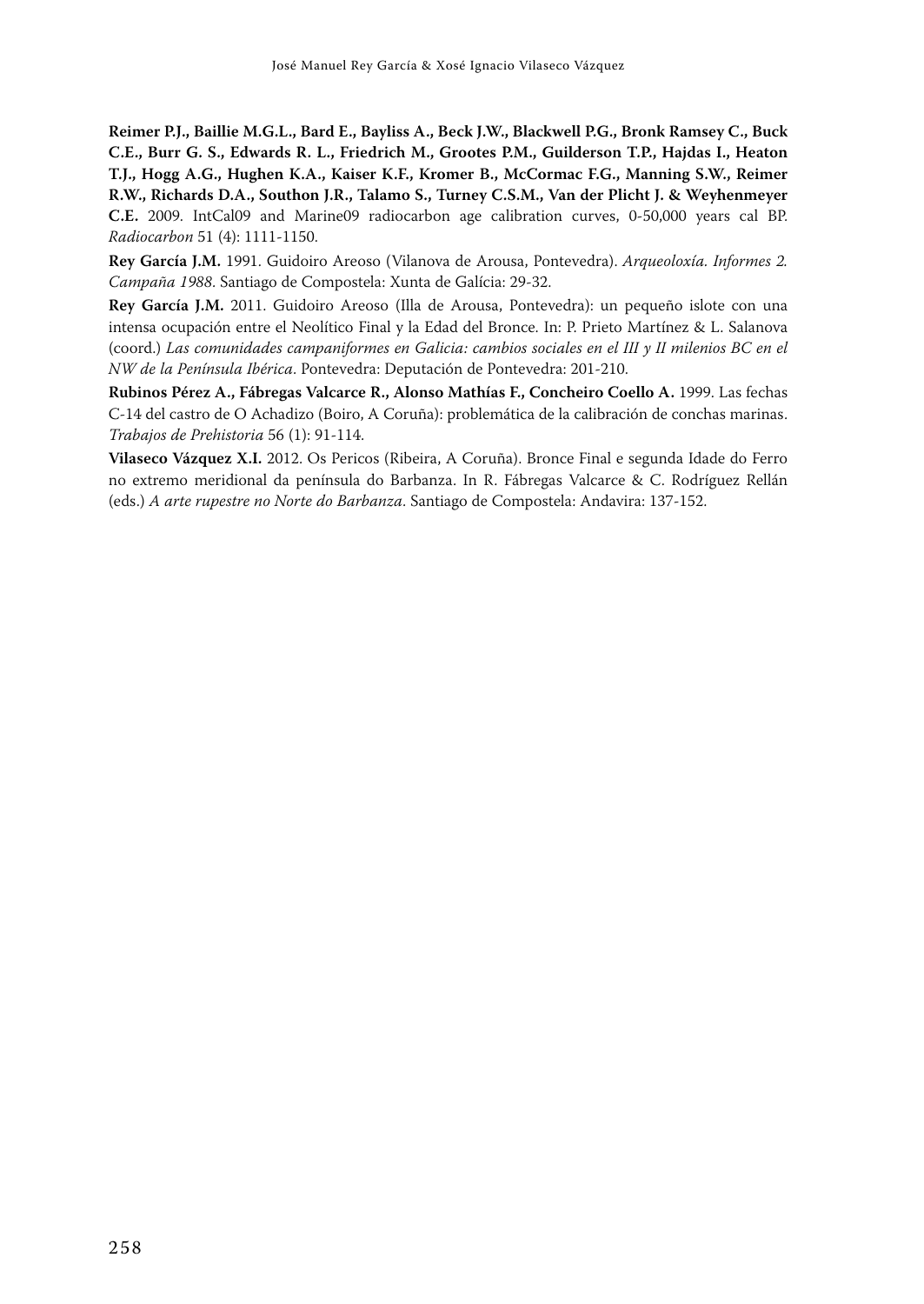**Reimer P.J., Baillie M.G.L., Bard E., Bayliss A., Beck J.W., Blackwell P.G., Bronk Ramsey C., Buck C.E., Burr G. S., Edwards R. L., Friedrich M., Grootes P.M., Guilderson T.P., Hajdas I., Heaton T.J., Hogg A.G., Hughen K.A., Kaiser K.F., Kromer B., McCormac F.G., Manning S.W., Reimer R.W., Richards D.A., Southon J.R., Talamo S., Turney C.S.M., Van der Plicht J. & Weyhenmeyer C.E.** 2009. IntCal09 and Marine09 radiocarbon age calibration curves, 0-50,000 years cal BP. *Radiocarbon* 51 (4): 1111-1150.

**Rey García J.M.** 1991. Guidoiro Areoso (Vilanova de Arousa, Pontevedra). *Arqueoloxía. Informes 2. Campaña 1988*. Santiago de Compostela: Xunta de Galícia: 29-32.

**Rey García J.M.** 2011. Guidoiro Areoso (Illa de Arousa, Pontevedra): un pequeño islote con una intensa ocupación entre el Neolítico Final y la Edad del Bronce. In: P. Prieto Martínez & L. Salanova (coord.) *Las comunidades campaniformes en Galicia: cambios sociales en el III y II milenios BC en el NW de la Península Ibérica*. Pontevedra: Deputación de Pontevedra: 201-210.

**Rubinos Pérez A., Fábregas Valcarce R., Alonso Mathías F., Concheiro Coello A.** 1999. Las fechas C-14 del castro de O Achadizo (Boiro, A Coruña): problemática de la calibración de conchas marinas. *Trabajos de Prehistoria* 56 (1): 91-114.

**Vilaseco Vázquez X.I.** 2012. Os Pericos (Ribeira, A Coruña). Bronce Final e segunda Idade do Ferro no extremo meridional da península do Barbanza. In R. Fábregas Valcarce & C. Rodríguez Rellán (eds.) *A arte rupestre no Norte do Barbanza*. Santiago de Compostela: Andavira: 137-152.